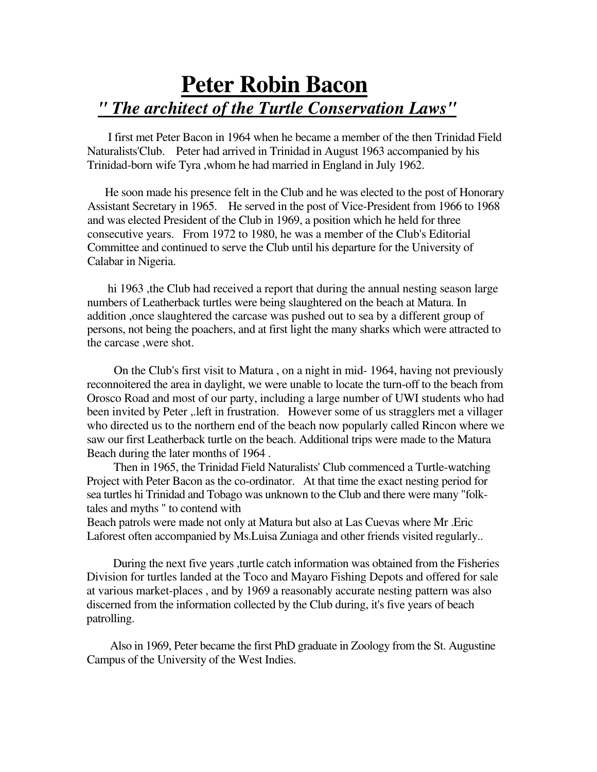# Peter Robin Bacon

## *" The architect of the Turtle Conservation Laws"*

I first met Peter Bacon in 1964 when he became a member of the then Trinidad Field Naturalists'Club. Peter had arrived in Trinidad in August 1963 accompanied by his Trinidad-born wife Tyra ,whom he had married in England in July 1962.

He soon made his presence felt in the Club and he was elected to the post of Honorary Assistant Secretary in 1965. He served in the post of Vice-President from 1966 to 1968 and was elected President of the Club in 1969, a position which he held for three consecutive years. From 1972 to 1980, he was a member of the Club's Editorial Committee and continued to serve the Club until his departure for the University of Calabar in Nigeria.

hi 1963 ,the Club had received a report that during the annual nesting season large numbers of Leatherback turtles were being slaughtered on the beach at Matura. In addition ,once slaughtered the carcase was pushed out to sea by a different group of persons, not being the poachers, and at first light the many sharks which were attracted to the carcase ,were shot.

On the Club's first visit to Matura , on a night in mid- 1964, having not previously reconnoitered the area in daylight, we were unable to locate the turn-off to the beach from Orosco Road and most of our party, including a large number of UWI students who had been invited by Peter ,.left in frustration. However some of us stragglers met a villager who directed us to the northern end of the beach now popularly called Rincon where we saw our first Leatherback turtle on the beach. Additional trips were made to the Matura Beach during the later months of 1964 .

Then in 1965, the Trinidad Field Naturalists' Club commenced a Turtle-watching Project with Peter Bacon as the co-ordinator. At that time the exact nesting period for sea turtles hi Trinidad and Tobago was unknown to the Club and there were many "folk-tales and myths " to contend with

Beach patrols were made not only at Matura but also at Las Cuevas where Mr .Eric Laforest often accompanied by Ms.Luisa Zuniaga and other friends visited regularly..

During the next five years ,turtle catch information was obtained from the Fisheries Division for turtles landed at the Toco and Mayaro Fishing Depots and offered for sale at various market-places , and by 1969 a reasonably accurate nesting pattern was also discerned from the information collected by the Club during, it's five years of beach patrolling.

Also in 1969, Peter became the first PhD graduate in Zoology from the St. Augustine Campus of the University of the West Indies.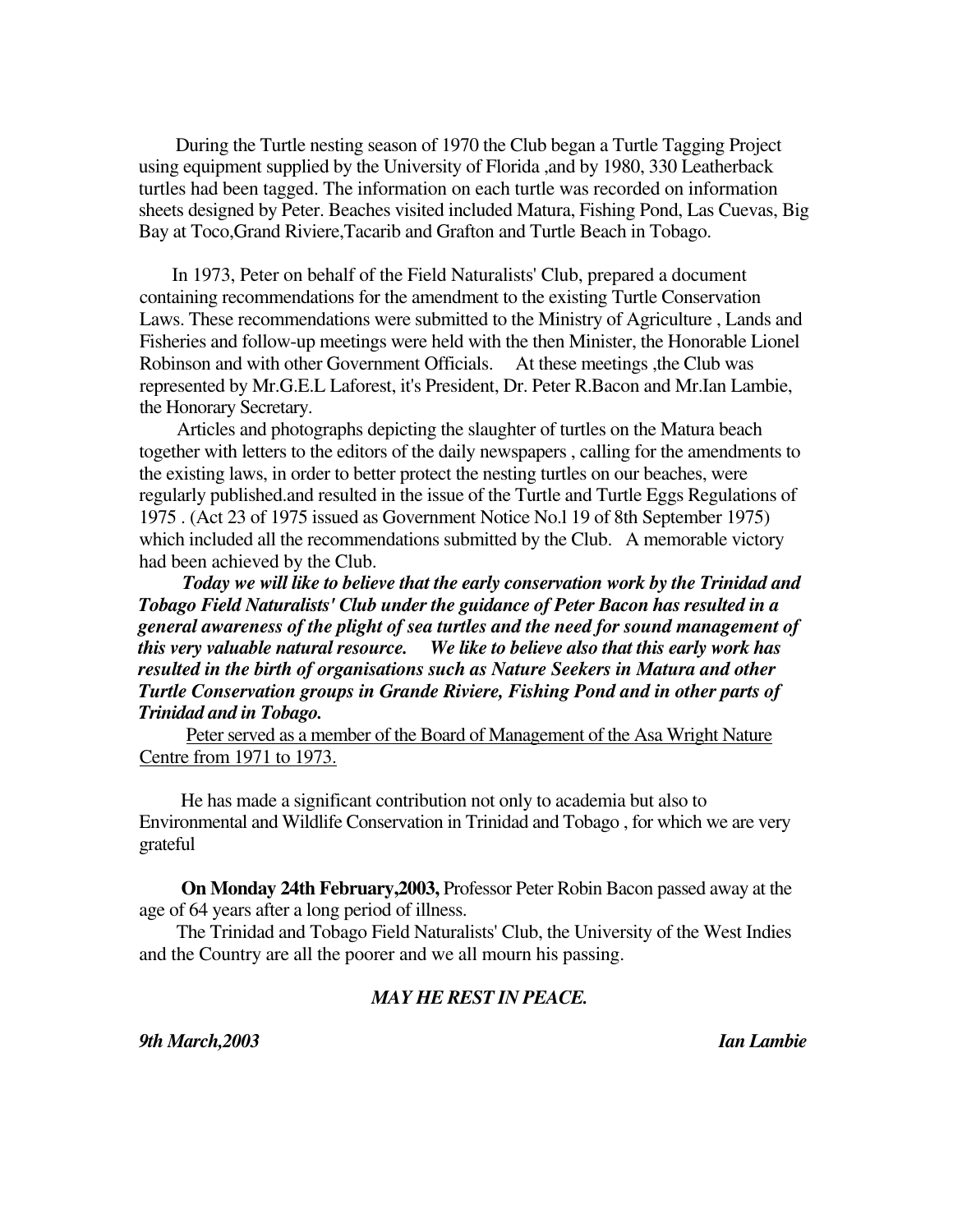During the Turtle nesting season of 1970 the Club began a Turtle Tagging Project using equipment supplied by the University of Florida ,and by 1980, 330 Leatherback turtles had been tagged. The information on each turtle was recorded on information sheets designed by Peter. Beaches visited included Matura, Fishing Pond, Las Cuevas, Big Bay at Toco,Grand Riviere,Tacarib and Grafton and Turtle Beach in Tobago.

In 1973, Peter on behalf of the Field Naturalists' Club, prepared a document containing recommendations for the amendment to the existing Turtle Conservation Laws. These recommendations were submitted to the Ministry of Agriculture , Lands and Fisheries and follow-up meetings were held with the then Minister, the Honorable Lionel Robinson and with other Government Officials. At these meetings ,the Club was represented by Mr.G.E.L Laforest, it's President, Dr. Peter R.Bacon and Mr.Ian Lambie, the Honorary Secretary.

Articles and photographs depicting the slaughter of turtles on the Matura beach together with letters to the editors of the daily newspapers , calling for the amendments to the existing laws, in order to better protect the nesting turtles on our beaches, were regularly published.and resulted in the issue of the Turtle and Turtle Eggs Regulations of 1975 . (Act 23 of 1975 issued as Government Notice No.l 19 of 8th September 1975) which included all the recommendations submitted by the Club. A memorable victory had been achieved by the Club.

***Today we will like to believe that the early conservation work by the Trinidad and Tobago Field Naturalists' Club under the guidance of Peter Bacon has resulted in a general awareness of the plight of sea turtles and the need for sound management of this very valuable natural resource. We like to believe also that this early work has resulted in the birth of organisations such as Nature Seekers in Matura and other Turtle Conservation groups in Grande Riviere, Fishing Pond and in other parts of Trinidad and in Tobago.***

<u>Peter served as a member of the Board of Management of the Asa Wright Nature Centre from 1971 to 1973.</u>

He has made a significant contribution not only to academia but also to Environmental and Wildlife Conservation in Trinidad and Tobago , for which we are very grateful

**On Monday 24th February,2003,** Professor Peter Robin Bacon passed away at the age of 64 years after a long period of illness.

The Trinidad and Tobago Field Naturalists' Club, the University of the West Indies and the Country are all the poorer and we all mourn his passing.

***MAY HE REST IN PEACE.***

***9th March,2003*** ***Ian Lambie***